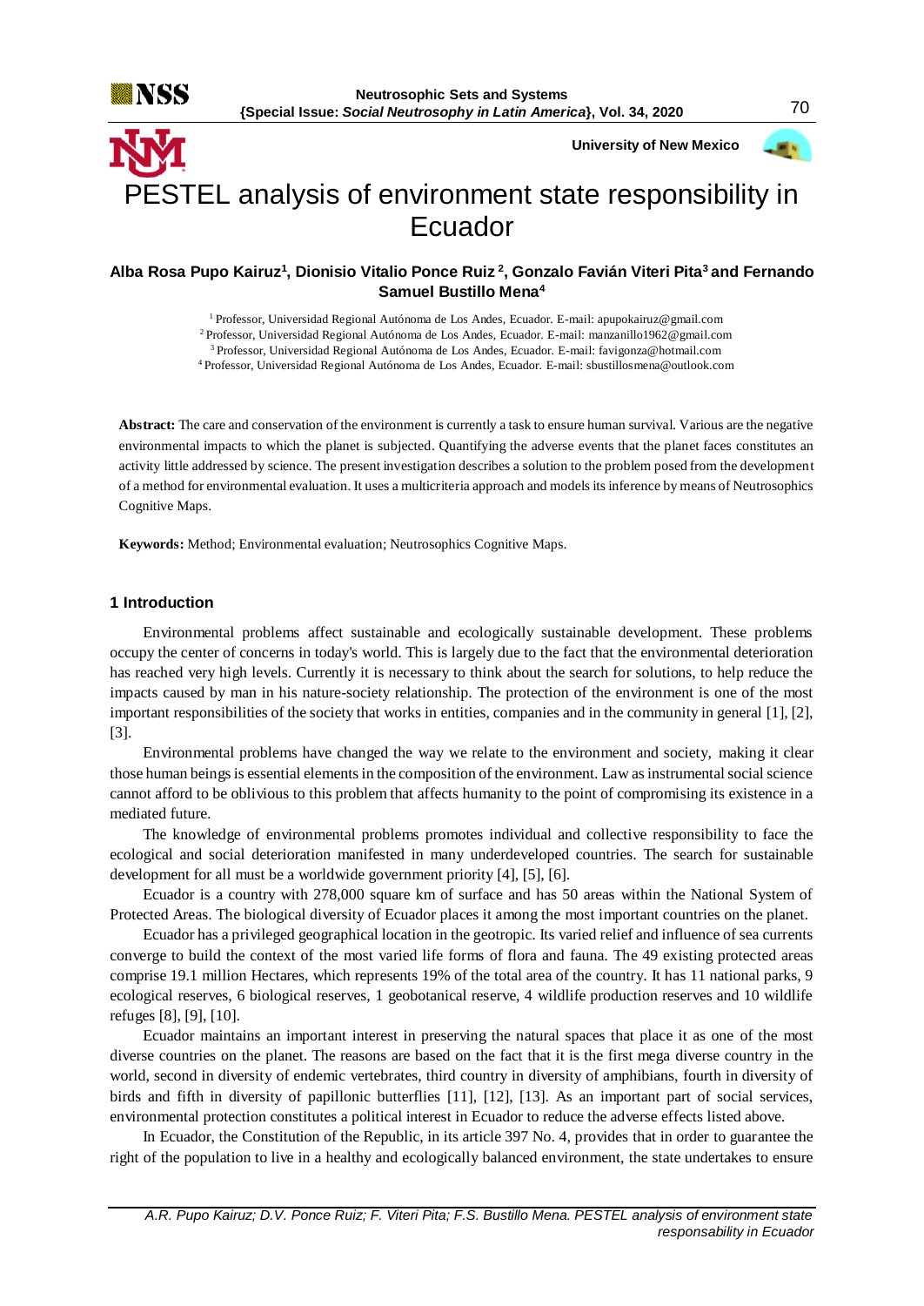# PESTEL analysis of environment state responsibility in Ecuador

**Alba Rosa Pupo Kairuz[1], Dionisio Vitalio Ponce Ruiz [2], Gonzalo Favián Viteri Pita[3] and Fernando Samuel Bustillo Mena[4]**

[1] Professor, Universidad Regional Autónoma de Los Andes, Ecuador. E-mail: apupokairuz@gmail.com
[2] Professor, Universidad Regional Autónoma de Los Andes, Ecuador. E-mail: manzanillo1962@gmail.com
[3] Professor, Universidad Regional Autónoma de Los Andes, Ecuador. E-mail: favigonza@hotmail.com
[4] Professor, Universidad Regional Autónoma de Los Andes, Ecuador. E-mail: sbustillosmena@outlook.com

**Abstract:** The care and conservation of the environment is currently a task to ensure human survival. Various are the negative environmental impacts to which the planet is subjected. Quantifying the adverse events that the planet faces constitutes an activity little addressed by science. The present investigation describes a solution to the problem posed from the development of a method for environmental evaluation. It uses a multicriteria approach and models its inference by means of Neutrosophics Cognitive Maps.

**Keywords:** Method; Environmental evaluation; Neutrosophics Cognitive Maps.

## 1 Introduction

Environmental problems affect sustainable and ecologically sustainable development. These problems occupy the center of concerns in today's world. This is largely due to the fact that the environmental deterioration has reached very high levels. Currently it is necessary to think about the search for solutions, to help reduce the impacts caused by man in his nature-society relationship. The protection of the environment is one of the most important responsibilities of the society that works in entities, companies and in the community in general [1], [2], [3].

Environmental problems have changed the way we relate to the environment and society, making it clear those human beings is essential elements in the composition of the environment. Law as instrumental social science cannot afford to be oblivious to this problem that affects humanity to the point of compromising its existence in a mediated future.

The knowledge of environmental problems promotes individual and collective responsibility to face the ecological and social deterioration manifested in many underdeveloped countries. The search for sustainable development for all must be a worldwide government priority [4], [5], [6].

Ecuador is a country with 278,000 square km of surface and has 50 areas within the National System of Protected Areas. The biological diversity of Ecuador places it among the most important countries on the planet.

Ecuador has a privileged geographical location in the geotropic. Its varied relief and influence of sea currents converge to build the context of the most varied life forms of flora and fauna. The 49 existing protected areas comprise 19.1 million Hectares, which represents 19% of the total area of the country. It has 11 national parks, 9 ecological reserves, 6 biological reserves, 1 geobotanical reserve, 4 wildlife production reserves and 10 wildlife refuges [8], [9], [10].

Ecuador maintains an important interest in preserving the natural spaces that place it as one of the most diverse countries on the planet. The reasons are based on the fact that it is the first mega diverse country in the world, second in diversity of endemic vertebrates, third country in diversity of amphibians, fourth in diversity of birds and fifth in diversity of papillonic butterflies [11], [12], [13]. As an important part of social services, environmental protection constitutes a political interest in Ecuador to reduce the adverse effects listed above.

In Ecuador, the Constitution of the Republic, in its article 397 No. 4, provides that in order to guarantee the right of the population to live in a healthy and ecologically balanced environment, the state undertakes to ensure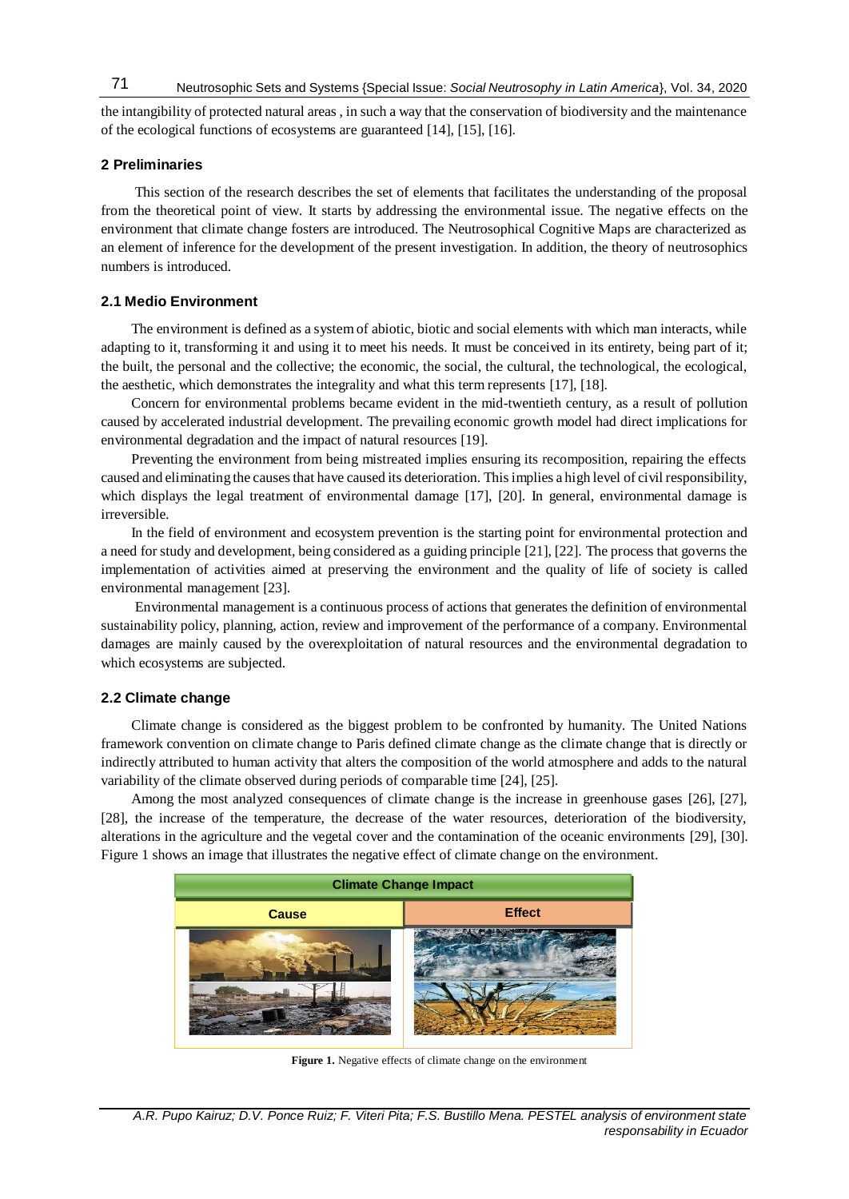the intangibility of protected natural areas , in such a way that the conservation of biodiversity and the maintenance of the ecological functions of ecosystems are guaranteed [14], [15], [16].

## 2 Preliminaries

This section of the research describes the set of elements that facilitates the understanding of the proposal from the theoretical point of view. It starts by addressing the environmental issue. The negative effects on the environment that climate change fosters are introduced. The Neutrosophical Cognitive Maps are characterized as an element of inference for the development of the present investigation. In addition, the theory of neutrosophics numbers is introduced.

### 2.1 Medio Environment

The environment is defined as a system of abiotic, biotic and social elements with which man interacts, while adapting to it, transforming it and using it to meet his needs. It must be conceived in its entirety, being part of it; the built, the personal and the collective; the economic, the social, the cultural, the technological, the ecological, the aesthetic, which demonstrates the integrality and what this term represents [17], [18].

Concern for environmental problems became evident in the mid-twentieth century, as a result of pollution caused by accelerated industrial development. The prevailing economic growth model had direct implications for environmental degradation and the impact of natural resources [19].

Preventing the environment from being mistreated implies ensuring its recomposition, repairing the effects caused and eliminating the causes that have caused its deterioration. This implies a high level of civil responsibility, which displays the legal treatment of environmental damage [17], [20]. In general, environmental damage is irreversible.

In the field of environment and ecosystem prevention is the starting point for environmental protection and a need for study and development, being considered as a guiding principle [21], [22]. The process that governs the implementation of activities aimed at preserving the environment and the quality of life of society is called environmental management [23].

Environmental management is a continuous process of actions that generates the definition of environmental sustainability policy, planning, action, review and improvement of the performance of a company. Environmental damages are mainly caused by the overexploitation of natural resources and the environmental degradation to which ecosystems are subjected.

### 2.2 Climate change

Climate change is considered as the biggest problem to be confronted by humanity. The United Nations framework convention on climate change to Paris defined climate change as the climate change that is directly or indirectly attributed to human activity that alters the composition of the world atmosphere and adds to the natural variability of the climate observed during periods of comparable time [24], [25].

Among the most analyzed consequences of climate change is the increase in greenhouse gases [26], [27], [28], the increase of the temperature, the decrease of the water resources, deterioration of the biodiversity, alterations in the agriculture and the vegetal cover and the contamination of the oceanic environments [29], [30]. Figure 1 shows an image that illustrates the negative effect of climate change on the environment.

| Climate Change Impact | |
|---|---|
| Cause | Effect |

**Figure 1.** Negative effects of climate change on the environment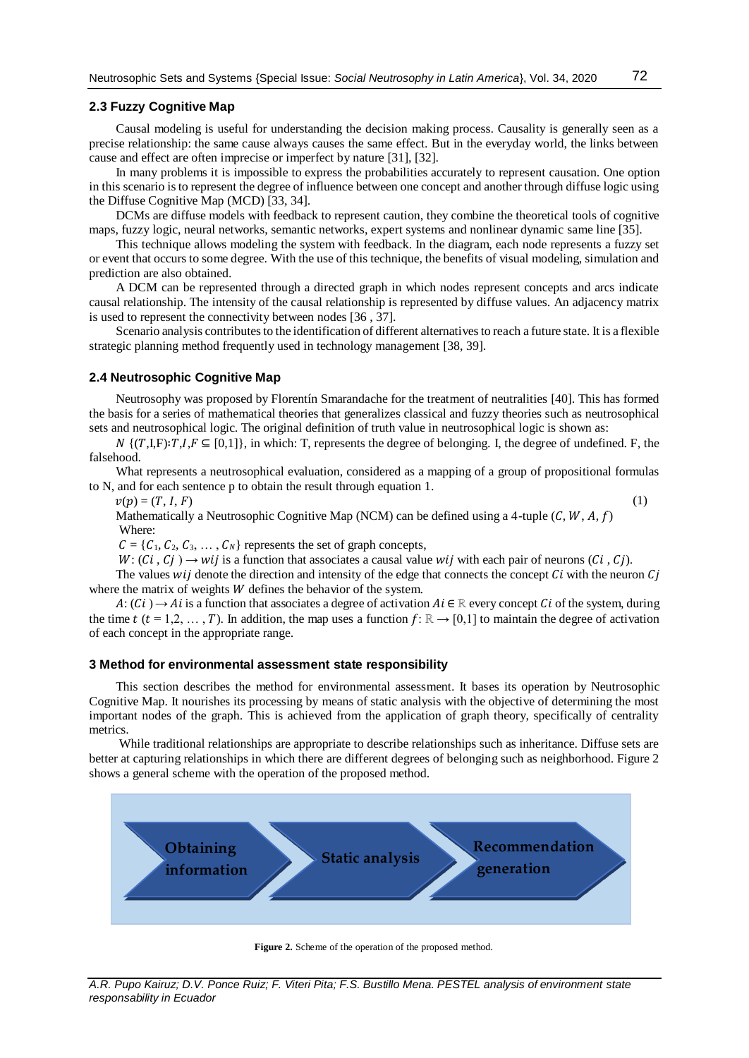### 2.3 Fuzzy Cognitive Map

Causal modeling is useful for understanding the decision making process. Causality is generally seen as a precise relationship: the same cause always causes the same effect. But in the everyday world, the links between cause and effect are often imprecise or imperfect by nature [31], [32].

In many problems it is impossible to express the probabilities accurately to represent causation. One option in this scenario is to represent the degree of influence between one concept and another through diffuse logic using the Diffuse Cognitive Map (MCD) [33, 34].

DCMs are diffuse models with feedback to represent caution, they combine the theoretical tools of cognitive maps, fuzzy logic, neural networks, semantic networks, expert systems and nonlinear dynamic same line [35].

This technique allows modeling the system with feedback. In the diagram, each node represents a fuzzy set or event that occurs to some degree. With the use of this technique, the benefits of visual modeling, simulation and prediction are also obtained.

A DCM can be represented through a directed graph in which nodes represent concepts and arcs indicate causal relationship. The intensity of the causal relationship is represented by diffuse values. An adjacency matrix is used to represent the connectivity between nodes [36 , 37].

Scenario analysis contributes to the identification of different alternatives to reach a future state. It is a flexible strategic planning method frequently used in technology management [38, 39].

### 2.4 Neutrosophic Cognitive Map

Neutrosophy was proposed by Florentín Smarandache for the treatment of neutralities [40]. This has formed the basis for a series of mathematical theories that generalizes classical and fuzzy theories such as neutrosophical sets and neutrosophical logic. The original definition of truth value in neutrosophical logic is shown as:

$N$ $\{(T,I,F)$:$T,I,F \subseteq [0,1]\}$, in which: T, represents the degree of belonging. I, the degree of undefined. F, the falsehood.

What represents a neutrosophical evaluation, considered as a mapping of a group of propositional formulas to N, and for each sentence p to obtain the result through equation 1.

$$v(p) = (T, I, F) \tag{1}$$

Mathematically a Neutrosophic Cognitive Map (NCM) can be defined using a 4-tuple $(C, W, A, f)$

Where:

$C = \{C_1, C_2, C_3, \dots, C_N\}$ represents the set of graph concepts,

$W: (Ci , Cj) \rightarrow wij$ is a function that associates a causal value $wij$ with each pair of neurons $(Ci , Cj)$.

The values $wij$ denote the direction and intensity of the edge that connects the concept $Ci$ with the neuron $Cj$ where the matrix of weights $W$ defines the behavior of the system.

$A: (Ci) \rightarrow Ai$ is a function that associates a degree of activation $Ai \in \mathbb{R}$ every concept $Ci$ of the system, during the time $t$ ($t = 1,2, \dots, T$). In addition, the map uses a function $f: \mathbb{R} \rightarrow [0,1]$ to maintain the degree of activation of each concept in the appropriate range.

## 3 Method for environmental assessment state responsibility

This section describes the method for environmental assessment. It bases its operation by Neutrosophic Cognitive Map. It nourishes its processing by means of static analysis with the objective of determining the most important nodes of the graph. This is achieved from the application of graph theory, specifically of centrality metrics.

While traditional relationships are appropriate to describe relationships such as inheritance. Diffuse sets are better at capturing relationships in which there are different degrees of belonging such as neighborhood. Figure 2 shows a general scheme with the operation of the proposed method.

Obtaining information → Static analysis → Recommendation generation

**Figure 2.** Scheme of the operation of the proposed method.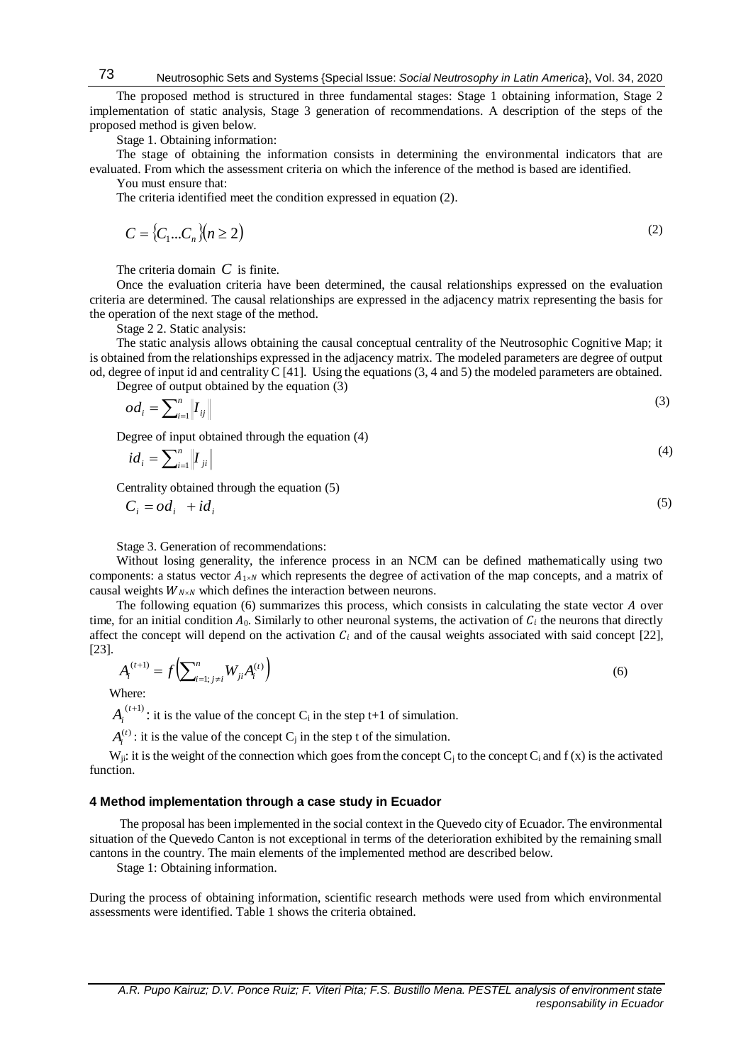The proposed method is structured in three fundamental stages: Stage 1 obtaining information, Stage 2 implementation of static analysis, Stage 3 generation of recommendations. A description of the steps of the proposed method is given below.

Stage 1. Obtaining information:

The stage of obtaining the information consists in determining the environmental indicators that are evaluated. From which the assessment criteria on which the inference of the method is based are identified.

You must ensure that:

The criteria identified meet the condition expressed in equation (2).

$$C = \{C_1 \ldots C_n\}(n \geq 2) \tag{2}$$

The criteria domain $C$ is finite.

Once the evaluation criteria have been determined, the causal relationships expressed on the evaluation criteria are determined. The causal relationships are expressed in the adjacency matrix representing the basis for the operation of the next stage of the method.

Stage 2 2. Static analysis:

The static analysis allows obtaining the causal conceptual centrality of the Neutrosophic Cognitive Map; it is obtained from the relationships expressed in the adjacency matrix. The modeled parameters are degree of output od, degree of input id and centrality C [41]. Using the equations (3, 4 and 5) the modeled parameters are obtained.

Degree of output obtained by the equation (3)

$$od_i = \sum_{i=1}^{n} \left\| I_{ij} \right\| \tag{3}$$

Degree of input obtained through the equation (4)

$$id_i = \sum_{i=1}^{n} \left\| I_{ji} \right\| \tag{4}$$

Centrality obtained through the equation (5)

$$C_i = od_i + id_i \tag{5}$$

Stage 3. Generation of recommendations:

Without losing generality, the inference process in an NCM can be defined mathematically using two components: a status vector $A_{1 \times N}$ which represents the degree of activation of the map concepts, and a matrix of causal weights $W_{N \times N}$ which defines the interaction between neurons.

The following equation (6) summarizes this process, which consists in calculating the state vector $A$ over time, for an initial condition $A_0$. Similarly to other neuronal systems, the activation of $C_i$ the neurons that directly affect the concept will depend on the activation $C_i$ and of the causal weights associated with said concept [22], [23].

$$A_i^{(t+1)} = f\left(\sum_{i=1;\, j \neq i}^{n} W_{ji} A_i^{(t)}\right) \tag{6}$$

Where:

$A_i^{(t+1)}$: it is the value of the concept $C_i$ in the step t+1 of simulation.

$A_i^{(t)}$: it is the value of the concept $C_j$ in the step t of the simulation.

$W_{ji}$: it is the weight of the connection which goes from the concept $C_j$ to the concept $C_i$ and f (x) is the activated function.

## 4 Method implementation through a case study in Ecuador

The proposal has been implemented in the social context in the Quevedo city of Ecuador. The environmental situation of the Quevedo Canton is not exceptional in terms of the deterioration exhibited by the remaining small cantons in the country. The main elements of the implemented method are described below.

Stage 1: Obtaining information.

During the process of obtaining information, scientific research methods were used from which environmental assessments were identified. Table 1 shows the criteria obtained.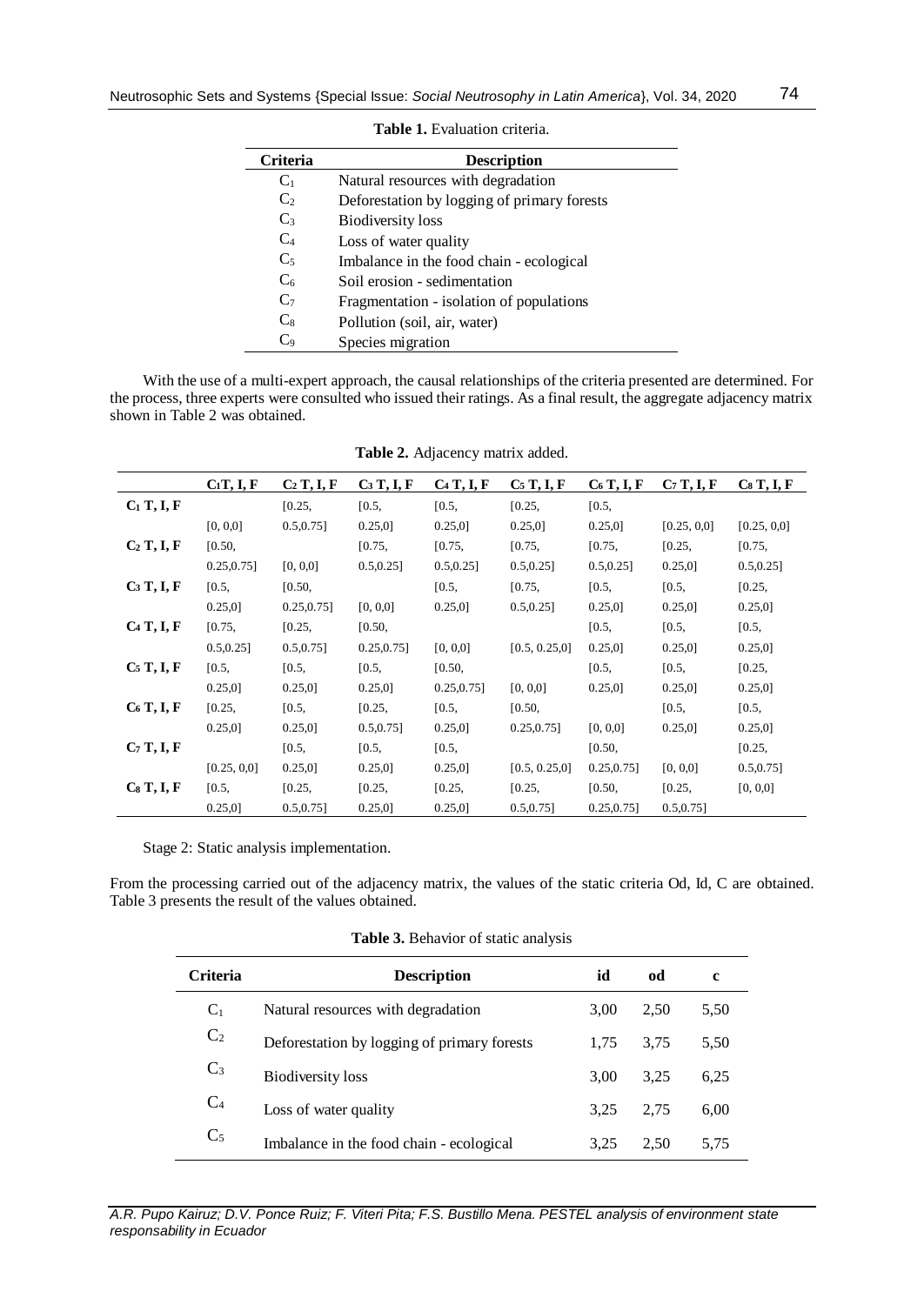**Table 1.** Evaluation criteria.

| Criteria | Description |
| --- | --- |
| $C_1$ | Natural resources with degradation |
| $C_2$ | Deforestation by logging of primary forests |
| $C_3$ | Biodiversity loss |
| $C_4$ | Loss of water quality |
| $C_5$ | Imbalance in the food chain - ecological |
| $C_6$ | Soil erosion - sedimentation |
| $C_7$ | Fragmentation - isolation of populations |
| $C_8$ | Pollution (soil, air, water) |
| $C_9$ | Species migration |

With the use of a multi-expert approach, the causal relationships of the criteria presented are determined. For the process, three experts were consulted who issued their ratings. As a final result, the aggregate adjacency matrix shown in Table 2 was obtained.

**Table 2.** Adjacency matrix added.

| | $C_1$T, I, F | $C_2$ T, I, F | $C_3$ T, I, F | $C_4$ T, I, F | $C_5$ T, I, F | $C_6$ T, I, F | $C_7$ T, I, F | $C_8$ T, I, F |
| --- | --- | --- | --- | --- | --- | --- | --- | --- |
| $C_1$ T, I, F | [0, 0,0] | [0.25, 0.5,0.75] | [0.5, 0.25,0] | [0.5, 0.25,0] | [0.25, 0.25,0] | [0.5, 0.25,0] | [0.25, 0,0] | [0.25, 0,0] |
| $C_2$ T, I, F | [0.50, 0.25,0.75] | [0, 0,0] | [0.75, 0.5,0.25] | [0.75, 0.5,0.25] | [0.75, 0.5,0.25] | [0.75, 0.25,0] | [0.25, 0.25,0] | [0.75, 0.5,0.25] |
| $C_3$ T, I, F | [0.5, 0.25,0] | [0.50, 0.25,0.75] | [0, 0,0] | [0.5, 0.25,0] | [0.75, 0.5,0.25] | [0.5, 0.25,0] | [0.5, 0.25,0] | [0.25, 0.25,0] |
| $C_4$ T, I, F | [0.75, 0.5,0.25] | [0.25, 0.5,0.75] | [0.50, 0.25,0.75] | [0, 0,0] | [0.5, 0.25,0] | [0.5, 0.25,0] | [0.5, 0.25,0] | [0.5, 0.25,0] |
| $C_5$ T, I, F | [0.5, 0.25,0] | [0.5, 0.25,0] | [0.5, 0.25,0] | [0.50, 0.25,0.75] | [0, 0,0] | [0.5, 0.25,0] | [0.5, 0.25,0] | [0.25, 0.25,0] |
| $C_6$ T, I, F | [0.25, 0.25,0] | [0.5, 0.25,0] | [0.25, 0.5,0.75] | [0.5, 0.25,0] | [0.50, 0.25,0.75] | [0, 0,0] | [0.5, 0.25,0] | [0.5, 0.25,0] |
| $C_7$ T, I, F | [0.25, 0,0] | [0.5, 0.25,0] | [0.5, 0.25,0] | [0.5, 0.25,0] | [0.5, 0.25,0] | [0.50, 0.25,0.75] | [0, 0,0] | [0.25, 0.5,0.75] |
| $C_8$ T, I, F | [0.5, 0.25,0] | [0.25, 0.5,0.75] | [0.25, 0.25,0] | [0.25, 0.25,0] | [0.25, 0.5,0.75] | [0.50, 0.25,0.75] | [0.25, 0.5,0.75] | [0, 0,0] |

Stage 2: Static analysis implementation.

From the processing carried out of the adjacency matrix, the values of the static criteria Od, Id, C are obtained. Table 3 presents the result of the values obtained.

**Table 3.** Behavior of static analysis

| Criteria | Description | id | od | c |
| --- | --- | --- | --- | --- |
| $C_1$ | Natural resources with degradation | 3,00 | 2,50 | 5,50 |
| $C_2$ | Deforestation by logging of primary forests | 1,75 | 3,75 | 5,50 |
| $C_3$ | Biodiversity loss | 3,00 | 3,25 | 6,25 |
| $C_4$ | Loss of water quality | 3,25 | 2,75 | 6,00 |
| $C_5$ | Imbalance in the food chain - ecological | 3,25 | 2,50 | 5,75 |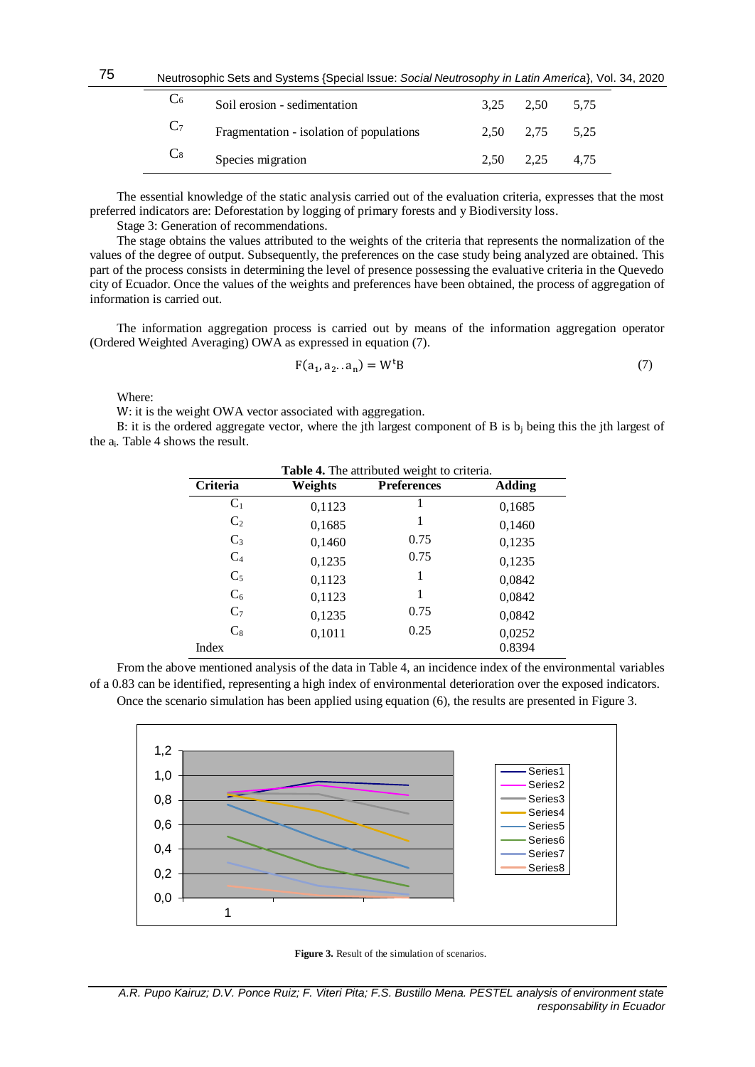| | | | | |
|---|---|---|---|---|
| $C_6$ | Soil erosion - sedimentation | 3,25 | 2,50 | 5,75 |
| $C_7$ | Fragmentation - isolation of populations | 2,50 | 2,75 | 5,25 |
| $C_8$ | Species migration | 2,50 | 2,25 | 4,75 |

The essential knowledge of the static analysis carried out of the evaluation criteria, expresses that the most preferred indicators are: Deforestation by logging of primary forests and y Biodiversity loss.

Stage 3: Generation of recommendations.

The stage obtains the values attributed to the weights of the criteria that represents the normalization of the values of the degree of output. Subsequently, the preferences on the case study being analyzed are obtained. This part of the process consists in determining the level of presence possessing the evaluative criteria in the Quevedo city of Ecuador. Once the values of the weights and preferences have been obtained, the process of aggregation of information is carried out.

The information aggregation process is carried out by means of the information aggregation operator (Ordered Weighted Averaging) OWA as expressed in equation (7).

$$F(a_1, a_2 .. a_n) = W^t B \tag{7}$$

Where:

W: it is the weight OWA vector associated with aggregation.

B: it is the ordered aggregate vector, where the jth largest component of B is $b_j$ being this the jth largest of the $a_i$. Table 4 shows the result.

**Table 4.** The attributed weight to criteria.

| Criteria | Weights | Preferences | Adding |
|---|---|---|---|
| $C_1$ | 0,1123 | 1 | 0,1685 |
| $C_2$ | 0,1685 | 1 | 0,1460 |
| $C_3$ | 0,1460 | 0.75 | 0,1235 |
| $C_4$ | 0,1235 | 0.75 | 0,1235 |
| $C_5$ | 0,1123 | 1 | 0,0842 |
| $C_6$ | 0,1123 | 1 | 0,0842 |
| $C_7$ | 0,1235 | 0.75 | 0,0842 |
| $C_8$ | 0,1011 | 0.25 | 0,0252 |
| Index | | | 0.8394 |

From the above mentioned analysis of the data in Table 4, an incidence index of the environmental variables of a 0.83 can be identified, representing a high index of environmental deterioration over the exposed indicators.

Once the scenario simulation has been applied using equation (6), the results are presented in Figure 3.

**Figure 3.** Result of the simulation of scenarios.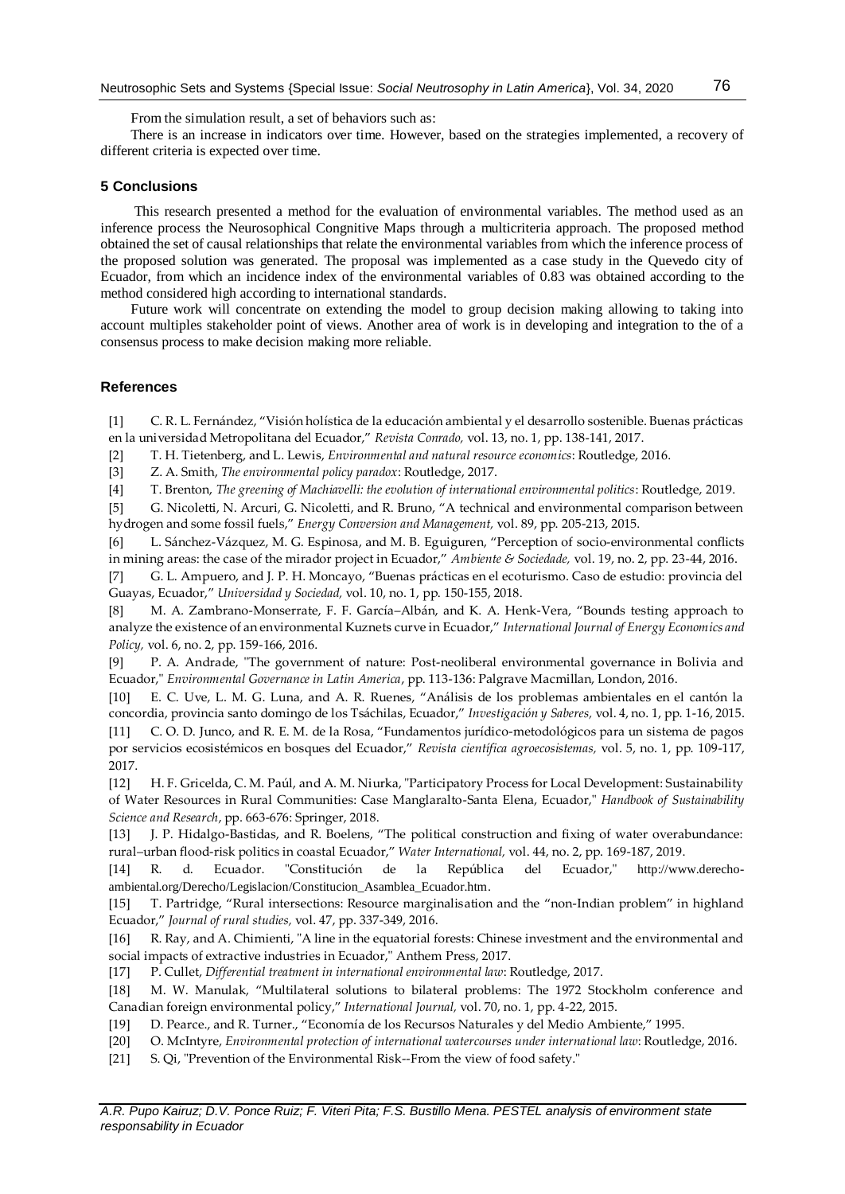From the simulation result, a set of behaviors such as:

There is an increase in indicators over time. However, based on the strategies implemented, a recovery of different criteria is expected over time.

## 5 Conclusions

This research presented a method for the evaluation of environmental variables. The method used as an inference process the Neurosophical Cognitive Maps through a multicriteria approach. The proposed method obtained the set of causal relationships that relate the environmental variables from which the inference process of the proposed solution was generated. The proposal was implemented as a case study in the Quevedo city of Ecuador, from which an incidence index of the environmental variables of 0.83 was obtained according to the method considered high according to international standards.

Future work will concentrate on extending the model to group decision making allowing to taking into account multiples stakeholder point of views. Another area of work is in developing and integration to the of a consensus process to make decision making more reliable.

## References

[1] C. R. L. Fernández, "Visión holística de la educación ambiental y el desarrollo sostenible. Buenas prácticas en la universidad Metropolitana del Ecuador," *Revista Conrado,* vol. 13, no. 1, pp. 138-141, 2017.

[2] T. H. Tietenberg, and L. Lewis, *Environmental and natural resource economics*: Routledge, 2016.

[3] Z. A. Smith, *The environmental policy paradox*: Routledge, 2017.

[4] T. Brenton, *The greening of Machiavelli: the evolution of international environmental politics*: Routledge, 2019.

[5] G. Nicoletti, N. Arcuri, G. Nicoletti, and R. Bruno, "A technical and environmental comparison between hydrogen and some fossil fuels," *Energy Conversion and Management,* vol. 89, pp. 205-213, 2015.

[6] L. Sánchez-Vázquez, M. G. Espinosa, and M. B. Eguiguren, "Perception of socio-environmental conflicts in mining areas: the case of the mirador project in Ecuador," *Ambiente & Sociedade,* vol. 19, no. 2, pp. 23-44, 2016.

[7] G. L. Ampuero, and J. P. H. Moncayo, "Buenas prácticas en el ecoturismo. Caso de estudio: provincia del Guayas, Ecuador," *Universidad y Sociedad,* vol. 10, no. 1, pp. 150-155, 2018.

[8] M. A. Zambrano-Monserrate, F. F. García–Albán, and K. A. Henk-Vera, "Bounds testing approach to analyze the existence of an environmental Kuznets curve in Ecuador," *International Journal of Energy Economics and Policy,* vol. 6, no. 2, pp. 159-166, 2016.

[9] P. A. Andrade, "The government of nature: Post-neoliberal environmental governance in Bolivia and Ecuador," *Environmental Governance in Latin America*, pp. 113-136: Palgrave Macmillan, London, 2016.

[10] E. C. Uve, L. M. G. Luna, and A. R. Ruenes, "Análisis de los problemas ambientales en el cantón la concordia, provincia santo domingo de los Tsáchilas, Ecuador," *Investigación y Saberes,* vol. 4, no. 1, pp. 1-16, 2015.

[11] C. O. D. Junco, and R. E. M. de la Rosa, "Fundamentos jurídico-metodológicos para un sistema de pagos por servicios ecosistémicos en bosques del Ecuador," *Revista científica agroecosistemas,* vol. 5, no. 1, pp. 109-117, 2017.

[12] H. F. Gricelda, C. M. Paúl, and A. M. Niurka, "Participatory Process for Local Development: Sustainability of Water Resources in Rural Communities: Case Manglaralto-Santa Elena, Ecuador," *Handbook of Sustainability Science and Research*, pp. 663-676: Springer, 2018.

[13] J. P. Hidalgo-Bastidas, and R. Boelens, "The political construction and fixing of water overabundance: rural–urban flood-risk politics in coastal Ecuador," *Water International,* vol. 44, no. 2, pp. 169-187, 2019.

[14] R. d. Ecuador. "Constitución de la República del Ecuador," http://www.derecho-ambiental.org/Derecho/Legislacion/Constitucion_Asamblea_Ecuador.htm.

[15] T. Partridge, "Rural intersections: Resource marginalisation and the "non-Indian problem" in highland Ecuador," *Journal of rural studies,* vol. 47, pp. 337-349, 2016.

[16] R. Ray, and A. Chimienti, "A line in the equatorial forests: Chinese investment and the environmental and social impacts of extractive industries in Ecuador," Anthem Press, 2017.

[17] P. Cullet, *Differential treatment in international environmental law*: Routledge, 2017.

[18] M. W. Manulak, "Multilateral solutions to bilateral problems: The 1972 Stockholm conference and Canadian foreign environmental policy," *International Journal,* vol. 70, no. 1, pp. 4-22, 2015.

[19] D. Pearce., and R. Turner., "Economía de los Recursos Naturales y del Medio Ambiente," 1995.

[20] O. McIntyre, *Environmental protection of international watercourses under international law*: Routledge, 2016.

[21] S. Qi, "Prevention of the Environmental Risk--From the view of food safety."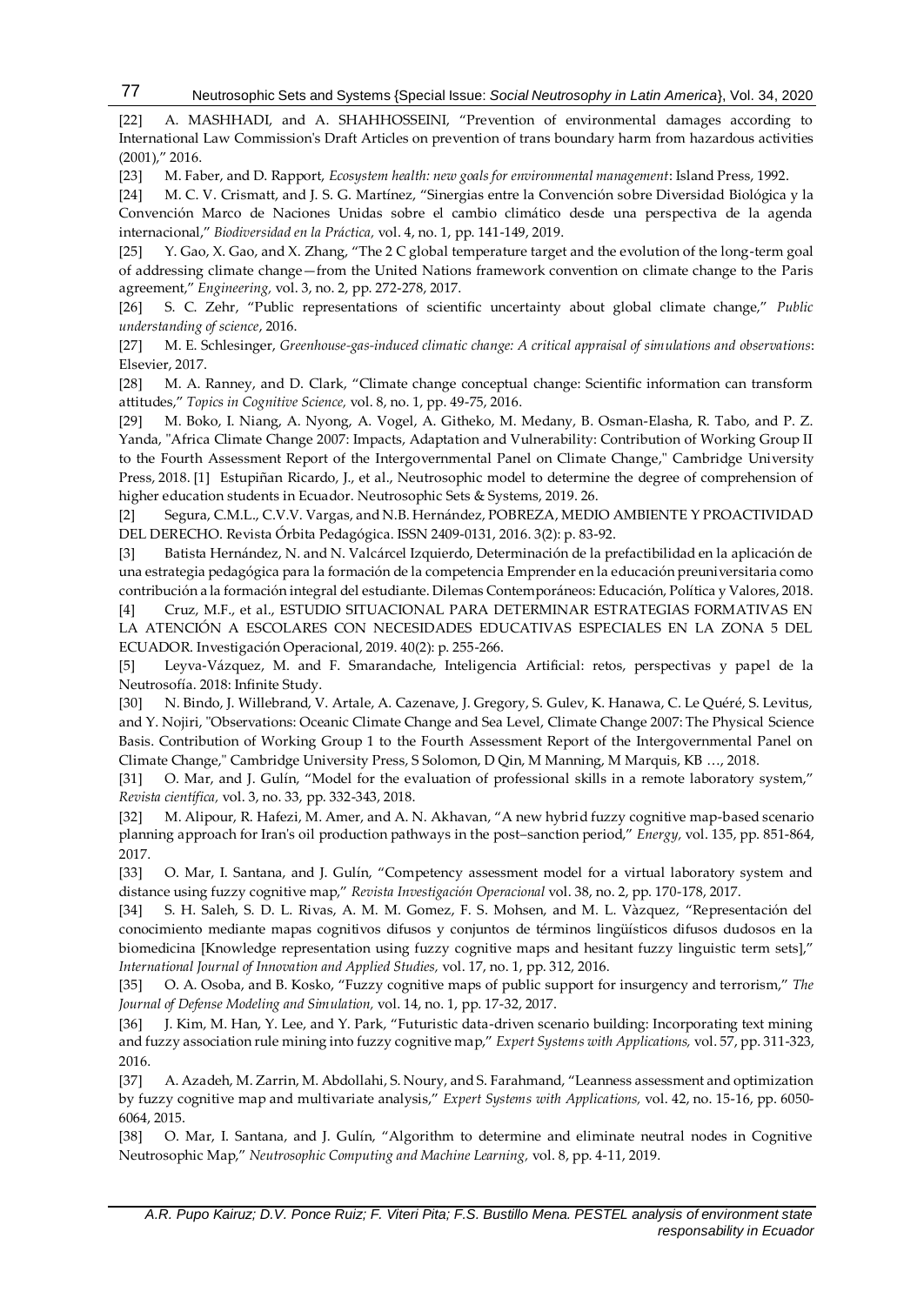[22] A. MASHHADI, and A. SHAHHOSSEINI, "Prevention of environmental damages according to International Law Commission's Draft Articles on prevention of trans boundary harm from hazardous activities (2001)," 2016.

[23] M. Faber, and D. Rapport, *Ecosystem health: new goals for environmental management*: Island Press, 1992.

[24] M. C. V. Crismatt, and J. S. G. Martínez, "Sinergias entre la Convención sobre Diversidad Biológica y la Convención Marco de Naciones Unidas sobre el cambio climático desde una perspectiva de la agenda internacional," *Biodiversidad en la Práctica,* vol. 4, no. 1, pp. 141-149, 2019.

[25] Y. Gao, X. Gao, and X. Zhang, "The 2 C global temperature target and the evolution of the long-term goal of addressing climate change—from the United Nations framework convention on climate change to the Paris agreement," *Engineering,* vol. 3, no. 2, pp. 272-278, 2017.

[26] S. C. Zehr, "Public representations of scientific uncertainty about global climate change," *Public understanding of science*, 2016.

[27] M. E. Schlesinger, *Greenhouse-gas-induced climatic change: A critical appraisal of simulations and observations*: Elsevier, 2017.

[28] M. A. Ranney, and D. Clark, "Climate change conceptual change: Scientific information can transform attitudes," *Topics in Cognitive Science,* vol. 8, no. 1, pp. 49-75, 2016.

[29] M. Boko, I. Niang, A. Nyong, A. Vogel, A. Githeko, M. Medany, B. Osman-Elasha, R. Tabo, and P. Z. Yanda, "Africa Climate Change 2007: Impacts, Adaptation and Vulnerability: Contribution of Working Group II to the Fourth Assessment Report of the Intergovernmental Panel on Climate Change," Cambridge University Press, 2018. [1] Estupiñan Ricardo, J., et al., Neutrosophic model to determine the degree of comprehension of higher education students in Ecuador. Neutrosophic Sets & Systems, 2019. 26.

[2] Segura, C.M.L., C.V.V. Vargas, and N.B. Hernández, POBREZA, MEDIO AMBIENTE Y PROACTIVIDAD DEL DERECHO. Revista Órbita Pedagógica. ISSN 2409-0131, 2016. 3(2): p. 83-92.

[3] Batista Hernández, N. and N. Valcárcel Izquierdo, Determinación de la prefactibilidad en la aplicación de una estrategia pedagógica para la formación de la competencia Emprender en la educación preuniversitaria como contribución a la formación integral del estudiante. Dilemas Contemporáneos: Educación, Política y Valores, 2018.

[4] Cruz, M.F., et al., ESTUDIO SITUACIONAL PARA DETERMINAR ESTRATEGIAS FORMATIVAS EN LA ATENCIÓN A ESCOLARES CON NECESIDADES EDUCATIVAS ESPECIALES EN LA ZONA 5 DEL ECUADOR. Investigación Operacional, 2019. 40(2): p. 255-266.

[5] Leyva-Vázquez, M. and F. Smarandache, Inteligencia Artificial: retos, perspectivas y papel de la Neutrosofía. 2018: Infinite Study.

[30] N. Bindo, J. Willebrand, V. Artale, A. Cazenave, J. Gregory, S. Gulev, K. Hanawa, C. Le Quéré, S. Levitus, and Y. Nojiri, "Observations: Oceanic Climate Change and Sea Level, Climate Change 2007: The Physical Science Basis. Contribution of Working Group 1 to the Fourth Assessment Report of the Intergovernmental Panel on Climate Change," Cambridge University Press, S Solomon, D Qin, M Manning, M Marquis, KB …, 2018.

[31] O. Mar, and J. Gulín, "Model for the evaluation of professional skills in a remote laboratory system," *Revista científica,* vol. 3, no. 33, pp. 332-343, 2018.

[32] M. Alipour, R. Hafezi, M. Amer, and A. N. Akhavan, "A new hybrid fuzzy cognitive map-based scenario planning approach for Iran's oil production pathways in the post–sanction period," *Energy,* vol. 135, pp. 851-864, 2017.

[33] O. Mar, I. Santana, and J. Gulín, "Competency assessment model for a virtual laboratory system and distance using fuzzy cognitive map," *Revista Investigación Operacional* vol. 38, no. 2, pp. 170-178, 2017.

[34] S. H. Saleh, S. D. L. Rivas, A. M. M. Gomez, F. S. Mohsen, and M. L. Vàzquez, "Representación del conocimiento mediante mapas cognitivos difusos y conjuntos de términos lingüísticos difusos dudosos en la biomedicina [Knowledge representation using fuzzy cognitive maps and hesitant fuzzy linguistic term sets]," *International Journal of Innovation and Applied Studies,* vol. 17, no. 1, pp. 312, 2016.

[35] O. A. Osoba, and B. Kosko, "Fuzzy cognitive maps of public support for insurgency and terrorism," *The Journal of Defense Modeling and Simulation,* vol. 14, no. 1, pp. 17-32, 2017.

[36] J. Kim, M. Han, Y. Lee, and Y. Park, "Futuristic data-driven scenario building: Incorporating text mining and fuzzy association rule mining into fuzzy cognitive map," *Expert Systems with Applications,* vol. 57, pp. 311-323, 2016.

[37] A. Azadeh, M. Zarrin, M. Abdollahi, S. Noury, and S. Farahmand, "Leanness assessment and optimization by fuzzy cognitive map and multivariate analysis," *Expert Systems with Applications,* vol. 42, no. 15-16, pp. 6050-6064, 2015.

[38] O. Mar, I. Santana, and J. Gulín, "Algorithm to determine and eliminate neutral nodes in Cognitive Neutrosophic Map," *Neutrosophic Computing and Machine Learning,* vol. 8, pp. 4-11, 2019.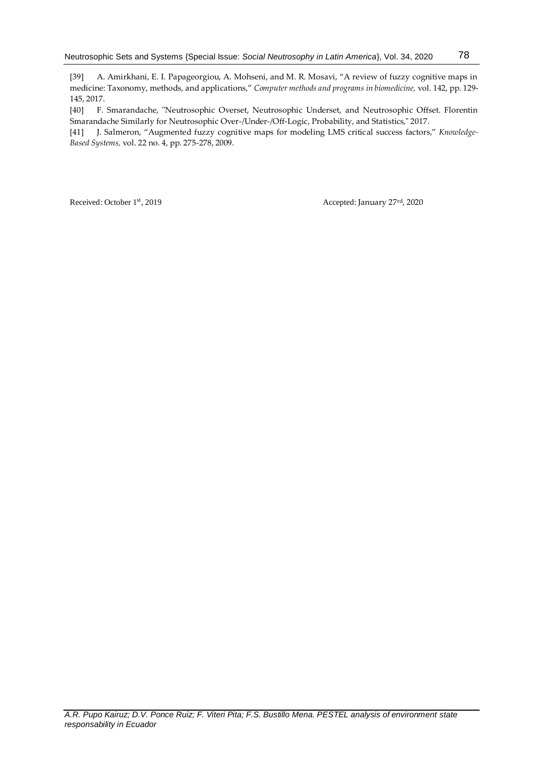[39] A. Amirkhani, E. I. Papageorgiou, A. Mohseni, and M. R. Mosavi, "A review of fuzzy cognitive maps in medicine: Taxonomy, methods, and applications," *Computer methods and programs in biomedicine,* vol. 142, pp. 129-145, 2017.

[40] F. Smarandache, "Neutrosophic Overset, Neutrosophic Underset, and Neutrosophic Offset. Florentin Smarandache Similarly for Neutrosophic Over-/Under-/Off-Logic, Probability, and Statistics," 2017.

[41] J. Salmeron, "Augmented fuzzy cognitive maps for modeling LMS critical success factors," *Knowledge-Based Systems,* vol. 22 no. 4, pp. 275-278, 2009.

Received: October 1st, 2019 Accepted: January 27rd, 2020